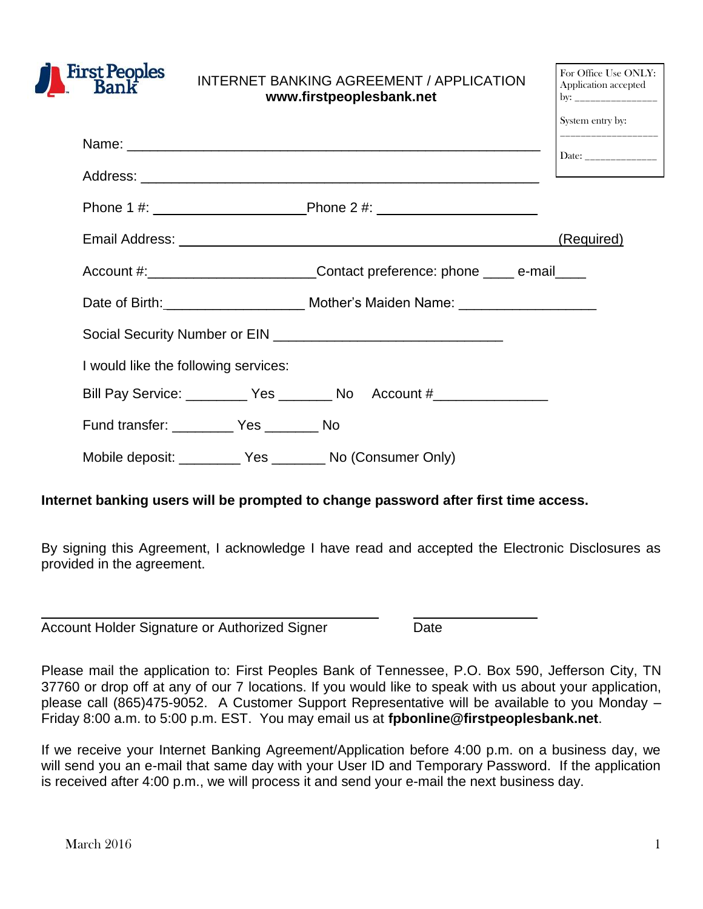First Peoples Bank

# INTERNET BANKING AGREEMENT / APPLICATION

**www.firstpeoplesbank.net**

For Office Use ONLY:
Application accepted by: _______________

System entry by: _______________

Date: _____________

Name: ______________________________________________________

Address: ____________________________________________________

Phone 1 #: ____________________ Phone 2 #: ____________________

Email Address: ____________________________________________ (Required)

Account #: ____________________ Contact preference: phone ____ e-mail____

Date of Birth: __________________ Mother's Maiden Name: _________________

Social Security Number or EIN _____________________________

I would like the following services:

Bill Pay Service: ________ Yes _______ No Account #_______________

Fund transfer: ________ Yes _______ No

Mobile deposit: ________ Yes _______ No (Consumer Only)

**Internet banking users will be prompted to change password after first time access.**

By signing this Agreement, I acknowledge I have read and accepted the Electronic Disclosures as provided in the agreement.

____________________________________________ ________________

Account Holder Signature or Authorized Signer Date

Please mail the application to: First Peoples Bank of Tennessee, P.O. Box 590, Jefferson City, TN 37760 or drop off at any of our 7 locations. If you would like to speak with us about your application, please call (865)475-9052. A Customer Support Representative will be available to you Monday – Friday 8:00 a.m. to 5:00 p.m. EST. You may email us at **fpbonline@firstpeoplesbank.net**.

If we receive your Internet Banking Agreement/Application before 4:00 p.m. on a business day, we will send you an e-mail that same day with your User ID and Temporary Password. If the application is received after 4:00 p.m., we will process it and send your e-mail the next business day.

March 2016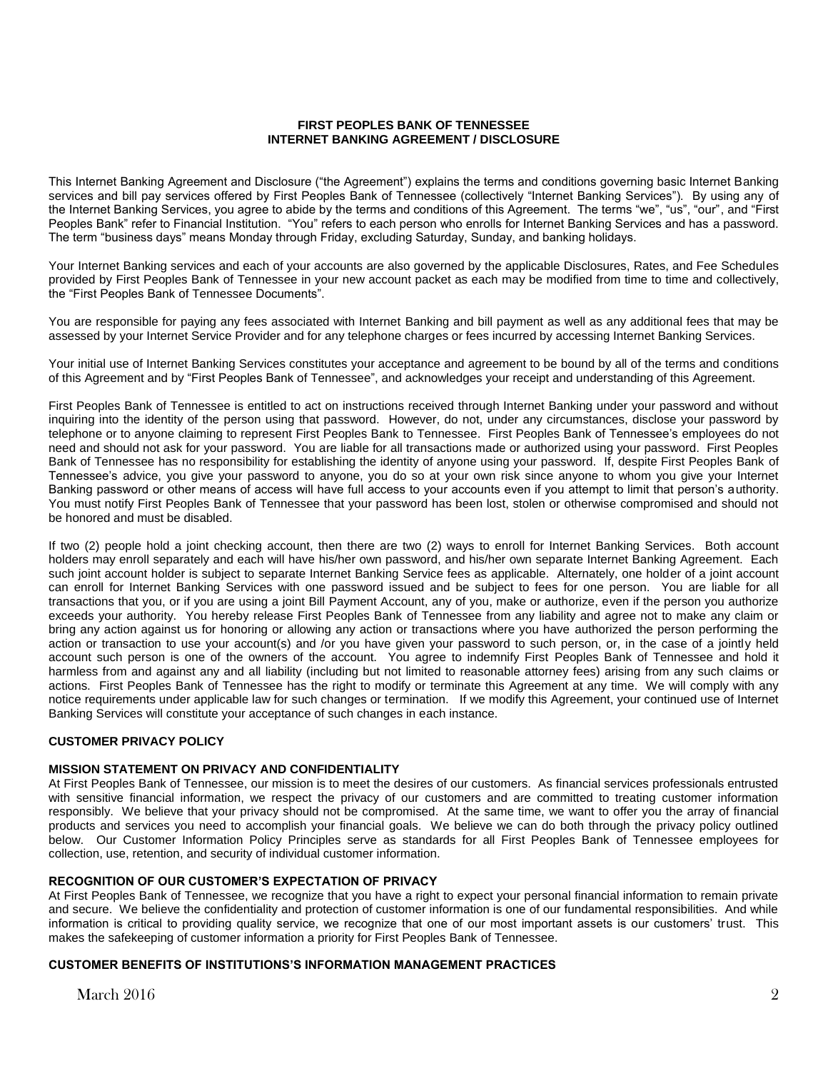**FIRST PEOPLES BANK OF TENNESSEE**
**INTERNET BANKING AGREEMENT / DISCLOSURE**

This Internet Banking Agreement and Disclosure ("the Agreement") explains the terms and conditions governing basic Internet Banking services and bill pay services offered by First Peoples Bank of Tennessee (collectively "Internet Banking Services"). By using any of the Internet Banking Services, you agree to abide by the terms and conditions of this Agreement. The terms "we", "us", "our", and "First Peoples Bank" refer to Financial Institution. "You" refers to each person who enrolls for Internet Banking Services and has a password. The term "business days" means Monday through Friday, excluding Saturday, Sunday, and banking holidays.

Your Internet Banking services and each of your accounts are also governed by the applicable Disclosures, Rates, and Fee Schedules provided by First Peoples Bank of Tennessee in your new account packet as each may be modified from time to time and collectively, the "First Peoples Bank of Tennessee Documents".

You are responsible for paying any fees associated with Internet Banking and bill payment as well as any additional fees that may be assessed by your Internet Service Provider and for any telephone charges or fees incurred by accessing Internet Banking Services.

Your initial use of Internet Banking Services constitutes your acceptance and agreement to be bound by all of the terms and conditions of this Agreement and by "First Peoples Bank of Tennessee", and acknowledges your receipt and understanding of this Agreement.

First Peoples Bank of Tennessee is entitled to act on instructions received through Internet Banking under your password and without inquiring into the identity of the person using that password. However, do not, under any circumstances, disclose your password by telephone or to anyone claiming to represent First Peoples Bank to Tennessee. First Peoples Bank of Tennessee's employees do not need and should not ask for your password. You are liable for all transactions made or authorized using your password. First Peoples Bank of Tennessee has no responsibility for establishing the identity of anyone using your password. If, despite First Peoples Bank of Tennessee's advice, you give your password to anyone, you do so at your own risk since anyone to whom you give your Internet Banking password or other means of access will have full access to your accounts even if you attempt to limit that person's authority. You must notify First Peoples Bank of Tennessee that your password has been lost, stolen or otherwise compromised and should not be honored and must be disabled.

If two (2) people hold a joint checking account, then there are two (2) ways to enroll for Internet Banking Services. Both account holders may enroll separately and each will have his/her own password, and his/her own separate Internet Banking Agreement. Each such joint account holder is subject to separate Internet Banking Service fees as applicable. Alternately, one holder of a joint account can enroll for Internet Banking Services with one password issued and be subject to fees for one person. You are liable for all transactions that you, or if you are using a joint Bill Payment Account, any of you, make or authorize, even if the person you authorize exceeds your authority. You hereby release First Peoples Bank of Tennessee from any liability and agree not to make any claim or bring any action against us for honoring or allowing any action or transactions where you have authorized the person performing the action or transaction to use your account(s) and /or you have given your password to such person, or, in the case of a jointly held account such person is one of the owners of the account. You agree to indemnify First Peoples Bank of Tennessee and hold it harmless from and against any and all liability (including but not limited to reasonable attorney fees) arising from any such claims or actions. First Peoples Bank of Tennessee has the right to modify or terminate this Agreement at any time. We will comply with any notice requirements under applicable law for such changes or termination. If we modify this Agreement, your continued use of Internet Banking Services will constitute your acceptance of such changes in each instance.

## CUSTOMER PRIVACY POLICY

### MISSION STATEMENT ON PRIVACY AND CONFIDENTIALITY

At First Peoples Bank of Tennessee, our mission is to meet the desires of our customers. As financial services professionals entrusted with sensitive financial information, we respect the privacy of our customers and are committed to treating customer information responsibly. We believe that your privacy should not be compromised. At the same time, we want to offer you the array of financial products and services you need to accomplish your financial goals. We believe we can do both through the privacy policy outlined below. Our Customer Information Policy Principles serve as standards for all First Peoples Bank of Tennessee employees for collection, use, retention, and security of individual customer information.

### RECOGNITION OF OUR CUSTOMER'S EXPECTATION OF PRIVACY

At First Peoples Bank of Tennessee, we recognize that you have a right to expect your personal financial information to remain private and secure. We believe the confidentiality and protection of customer information is one of our fundamental responsibilities. And while information is critical to providing quality service, we recognize that one of our most important assets is our customers' trust. This makes the safekeeping of customer information a priority for First Peoples Bank of Tennessee.

### CUSTOMER BENEFITS OF INSTITUTIONS'S INFORMATION MANAGEMENT PRACTICES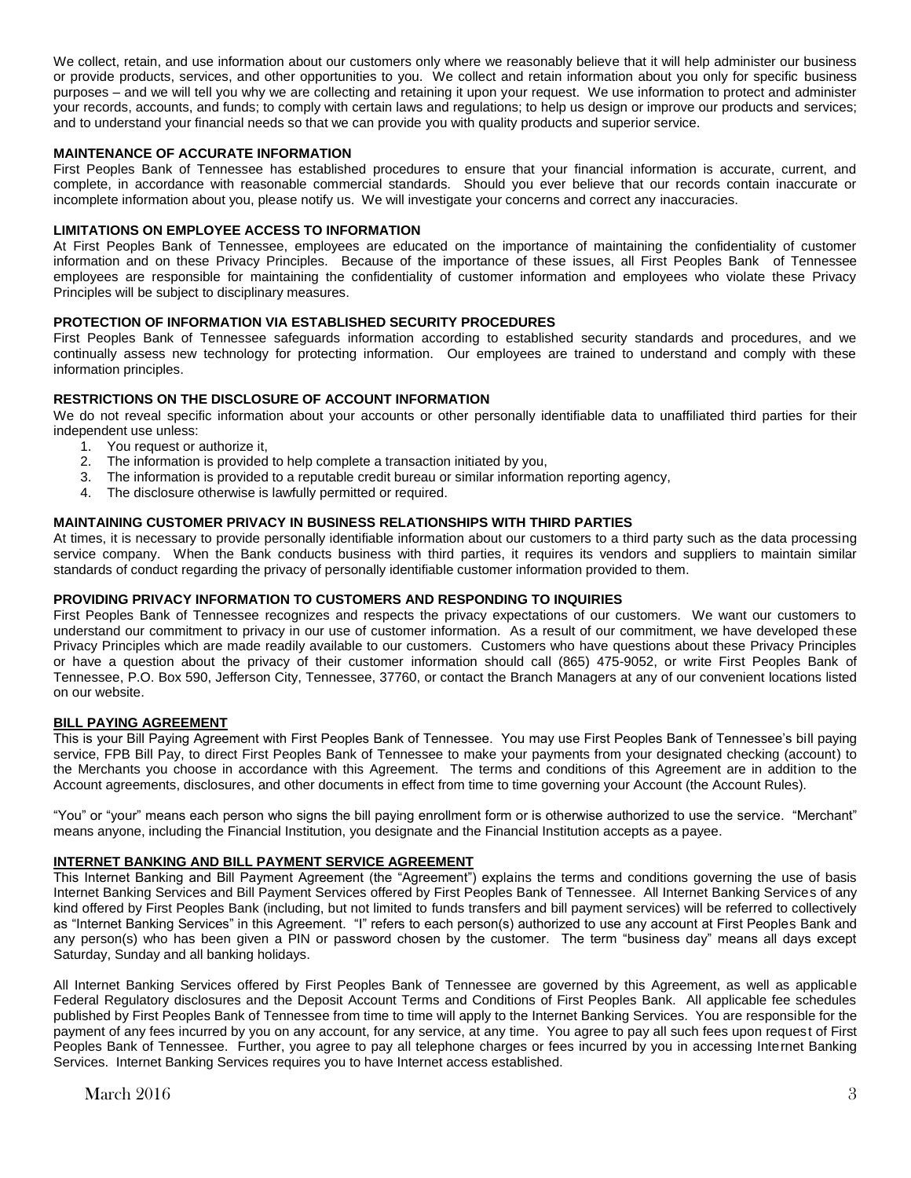We collect, retain, and use information about our customers only where we reasonably believe that it will help administer our business or provide products, services, and other opportunities to you. We collect and retain information about you only for specific business purposes – and we will tell you why we are collecting and retaining it upon your request. We use information to protect and administer your records, accounts, and funds; to comply with certain laws and regulations; to help us design or improve our products and services; and to understand your financial needs so that we can provide you with quality products and superior service.

**MAINTENANCE OF ACCURATE INFORMATION**

First Peoples Bank of Tennessee has established procedures to ensure that your financial information is accurate, current, and complete, in accordance with reasonable commercial standards. Should you ever believe that our records contain inaccurate or incomplete information about you, please notify us. We will investigate your concerns and correct any inaccuracies.

**LIMITATIONS ON EMPLOYEE ACCESS TO INFORMATION**

At First Peoples Bank of Tennessee, employees are educated on the importance of maintaining the confidentiality of customer information and on these Privacy Principles. Because of the importance of these issues, all First Peoples Bank of Tennessee employees are responsible for maintaining the confidentiality of customer information and employees who violate these Privacy Principles will be subject to disciplinary measures.

**PROTECTION OF INFORMATION VIA ESTABLISHED SECURITY PROCEDURES**

First Peoples Bank of Tennessee safeguards information according to established security standards and procedures, and we continually assess new technology for protecting information. Our employees are trained to understand and comply with these information principles.

**RESTRICTIONS ON THE DISCLOSURE OF ACCOUNT INFORMATION**

We do not reveal specific information about your accounts or other personally identifiable data to unaffiliated third parties for their independent use unless:

1. You request or authorize it,
2. The information is provided to help complete a transaction initiated by you,
3. The information is provided to a reputable credit bureau or similar information reporting agency,
4. The disclosure otherwise is lawfully permitted or required.

**MAINTAINING CUSTOMER PRIVACY IN BUSINESS RELATIONSHIPS WITH THIRD PARTIES**

At times, it is necessary to provide personally identifiable information about our customers to a third party such as the data processing service company. When the Bank conducts business with third parties, it requires its vendors and suppliers to maintain similar standards of conduct regarding the privacy of personally identifiable customer information provided to them.

**PROVIDING PRIVACY INFORMATION TO CUSTOMERS AND RESPONDING TO INQUIRIES**

First Peoples Bank of Tennessee recognizes and respects the privacy expectations of our customers. We want our customers to understand our commitment to privacy in our use of customer information. As a result of our commitment, we have developed these Privacy Principles which are made readily available to our customers. Customers who have questions about these Privacy Principles or have a question about the privacy of their customer information should call (865) 475-9052, or write First Peoples Bank of Tennessee, P.O. Box 590, Jefferson City, Tennessee, 37760, or contact the Branch Managers at any of our convenient locations listed on our website.

**BILL PAYING AGREEMENT**

This is your Bill Paying Agreement with First Peoples Bank of Tennessee. You may use First Peoples Bank of Tennessee's bill paying service, FPB Bill Pay, to direct First Peoples Bank of Tennessee to make your payments from your designated checking (account) to the Merchants you choose in accordance with this Agreement. The terms and conditions of this Agreement are in addition to the Account agreements, disclosures, and other documents in effect from time to time governing your Account (the Account Rules).

"You" or "your" means each person who signs the bill paying enrollment form or is otherwise authorized to use the service. "Merchant" means anyone, including the Financial Institution, you designate and the Financial Institution accepts as a payee.

**INTERNET BANKING AND BILL PAYMENT SERVICE AGREEMENT**

This Internet Banking and Bill Payment Agreement (the "Agreement") explains the terms and conditions governing the use of basis Internet Banking Services and Bill Payment Services offered by First Peoples Bank of Tennessee. All Internet Banking Services of any kind offered by First Peoples Bank (including, but not limited to funds transfers and bill payment services) will be referred to collectively as "Internet Banking Services" in this Agreement. "I" refers to each person(s) authorized to use any account at First Peoples Bank and any person(s) who has been given a PIN or password chosen by the customer. The term "business day" means all days except Saturday, Sunday and all banking holidays.

All Internet Banking Services offered by First Peoples Bank of Tennessee are governed by this Agreement, as well as applicable Federal Regulatory disclosures and the Deposit Account Terms and Conditions of First Peoples Bank. All applicable fee schedules published by First Peoples Bank of Tennessee from time to time will apply to the Internet Banking Services. You are responsible for the payment of any fees incurred by you on any account, for any service, at any time. You agree to pay all such fees upon request of First Peoples Bank of Tennessee. Further, you agree to pay all telephone charges or fees incurred by you in accessing Internet Banking Services. Internet Banking Services requires you to have Internet access established.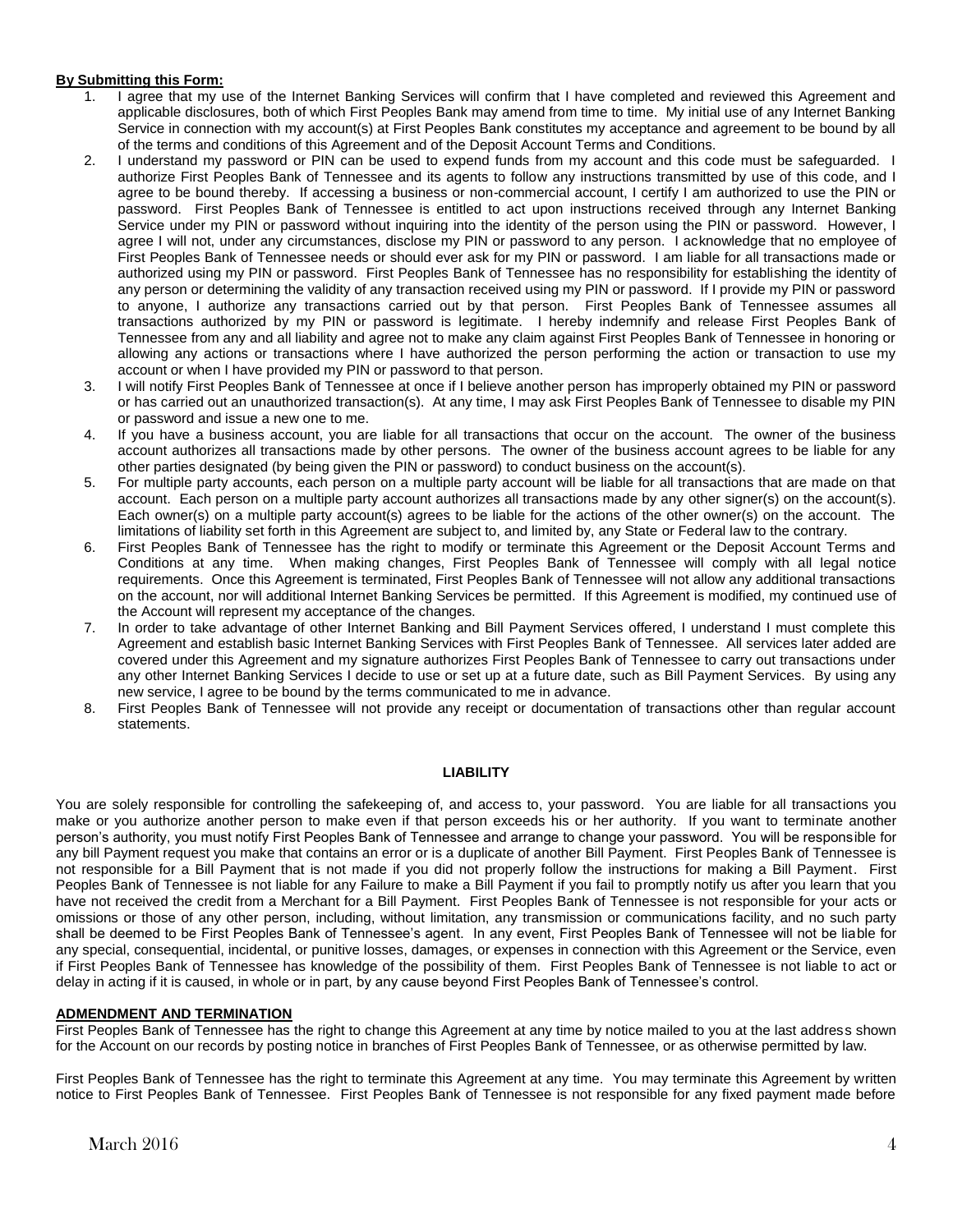**By Submitting this Form:**

1. I agree that my use of the Internet Banking Services will confirm that I have completed and reviewed this Agreement and applicable disclosures, both of which First Peoples Bank may amend from time to time. My initial use of any Internet Banking Service in connection with my account(s) at First Peoples Bank constitutes my acceptance and agreement to be bound by all of the terms and conditions of this Agreement and of the Deposit Account Terms and Conditions.
2. I understand my password or PIN can be used to expend funds from my account and this code must be safeguarded. I authorize First Peoples Bank of Tennessee and its agents to follow any instructions transmitted by use of this code, and I agree to be bound thereby. If accessing a business or non-commercial account, I certify I am authorized to use the PIN or password. First Peoples Bank of Tennessee is entitled to act upon instructions received through any Internet Banking Service under my PIN or password without inquiring into the identity of the person using the PIN or password. However, I agree I will not, under any circumstances, disclose my PIN or password to any person. I acknowledge that no employee of First Peoples Bank of Tennessee needs or should ever ask for my PIN or password. I am liable for all transactions made or authorized using my PIN or password. First Peoples Bank of Tennessee has no responsibility for establishing the identity of any person or determining the validity of any transaction received using my PIN or password. If I provide my PIN or password to anyone, I authorize any transactions carried out by that person. First Peoples Bank of Tennessee assumes all transactions authorized by my PIN or password is legitimate. I hereby indemnify and release First Peoples Bank of Tennessee from any and all liability and agree not to make any claim against First Peoples Bank of Tennessee in honoring or allowing any actions or transactions where I have authorized the person performing the action or transaction to use my account or when I have provided my PIN or password to that person.
3. I will notify First Peoples Bank of Tennessee at once if I believe another person has improperly obtained my PIN or password or has carried out an unauthorized transaction(s). At any time, I may ask First Peoples Bank of Tennessee to disable my PIN or password and issue a new one to me.
4. If you have a business account, you are liable for all transactions that occur on the account. The owner of the business account authorizes all transactions made by other persons. The owner of the business account agrees to be liable for any other parties designated (by being given the PIN or password) to conduct business on the account(s).
5. For multiple party accounts, each person on a multiple party account will be liable for all transactions that are made on that account. Each person on a multiple party account authorizes all transactions made by any other signer(s) on the account(s). Each owner(s) on a multiple party account(s) agrees to be liable for the actions of the other owner(s) on the account. The limitations of liability set forth in this Agreement are subject to, and limited by, any State or Federal law to the contrary.
6. First Peoples Bank of Tennessee has the right to modify or terminate this Agreement or the Deposit Account Terms and Conditions at any time. When making changes, First Peoples Bank of Tennessee will comply with all legal notice requirements. Once this Agreement is terminated, First Peoples Bank of Tennessee will not allow any additional transactions on the account, nor will additional Internet Banking Services be permitted. If this Agreement is modified, my continued use of the Account will represent my acceptance of the changes.
7. In order to take advantage of other Internet Banking and Bill Payment Services offered, I understand I must complete this Agreement and establish basic Internet Banking Services with First Peoples Bank of Tennessee. All services later added are covered under this Agreement and my signature authorizes First Peoples Bank of Tennessee to carry out transactions under any other Internet Banking Services I decide to use or set up at a future date, such as Bill Payment Services. By using any new service, I agree to be bound by the terms communicated to me in advance.
8. First Peoples Bank of Tennessee will not provide any receipt or documentation of transactions other than regular account statements.

## LIABILITY

You are solely responsible for controlling the safekeeping of, and access to, your password. You are liable for all transactions you make or you authorize another person to make even if that person exceeds his or her authority. If you want to terminate another person's authority, you must notify First Peoples Bank of Tennessee and arrange to change your password. You will be responsible for any bill Payment request you make that contains an error or is a duplicate of another Bill Payment. First Peoples Bank of Tennessee is not responsible for a Bill Payment that is not made if you did not properly follow the instructions for making a Bill Payment. First Peoples Bank of Tennessee is not liable for any Failure to make a Bill Payment if you fail to promptly notify us after you learn that you have not received the credit from a Merchant for a Bill Payment. First Peoples Bank of Tennessee is not responsible for your acts or omissions or those of any other person, including, without limitation, any transmission or communications facility, and no such party shall be deemed to be First Peoples Bank of Tennessee's agent. In any event, First Peoples Bank of Tennessee will not be liable for any special, consequential, incidental, or punitive losses, damages, or expenses in connection with this Agreement or the Service, even if First Peoples Bank of Tennessee has knowledge of the possibility of them. First Peoples Bank of Tennessee is not liable to act or delay in acting if it is caused, in whole or in part, by any cause beyond First Peoples Bank of Tennessee's control.

**ADMENDMENT AND TERMINATION**

First Peoples Bank of Tennessee has the right to change this Agreement at any time by notice mailed to you at the last address shown for the Account on our records by posting notice in branches of First Peoples Bank of Tennessee, or as otherwise permitted by law.

First Peoples Bank of Tennessee has the right to terminate this Agreement at any time. You may terminate this Agreement by written notice to First Peoples Bank of Tennessee. First Peoples Bank of Tennessee is not responsible for any fixed payment made before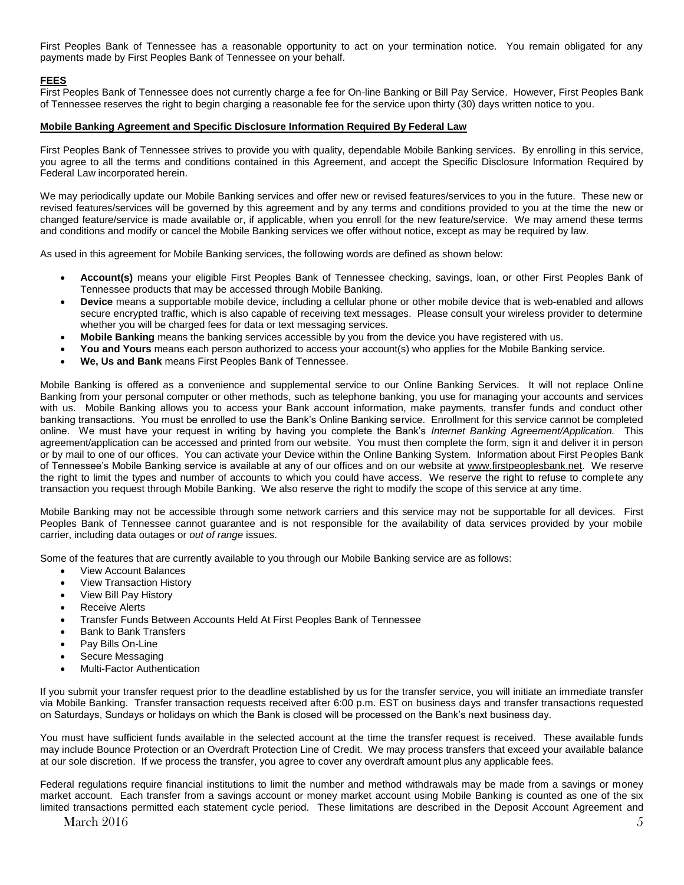First Peoples Bank of Tennessee has a reasonable opportunity to act on your termination notice. You remain obligated for any payments made by First Peoples Bank of Tennessee on your behalf.

**FEES**

First Peoples Bank of Tennessee does not currently charge a fee for On-line Banking or Bill Pay Service. However, First Peoples Bank of Tennessee reserves the right to begin charging a reasonable fee for the service upon thirty (30) days written notice to you.

**Mobile Banking Agreement and Specific Disclosure Information Required By Federal Law**

First Peoples Bank of Tennessee strives to provide you with quality, dependable Mobile Banking services. By enrolling in this service, you agree to all the terms and conditions contained in this Agreement, and accept the Specific Disclosure Information Required by Federal Law incorporated herein.

We may periodically update our Mobile Banking services and offer new or revised features/services to you in the future. These new or revised features/services will be governed by this agreement and by any terms and conditions provided to you at the time the new or changed feature/service is made available or, if applicable, when you enroll for the new feature/service. We may amend these terms and conditions and modify or cancel the Mobile Banking services we offer without notice, except as may be required by law.

As used in this agreement for Mobile Banking services, the following words are defined as shown below:

- **Account(s)** means your eligible First Peoples Bank of Tennessee checking, savings, loan, or other First Peoples Bank of Tennessee products that may be accessed through Mobile Banking.
- **Device** means a supportable mobile device, including a cellular phone or other mobile device that is web-enabled and allows secure encrypted traffic, which is also capable of receiving text messages. Please consult your wireless provider to determine whether you will be charged fees for data or text messaging services.
- **Mobile Banking** means the banking services accessible by you from the device you have registered with us.
- **You and Yours** means each person authorized to access your account(s) who applies for the Mobile Banking service.
- **We, Us and Bank** means First Peoples Bank of Tennessee.

Mobile Banking is offered as a convenience and supplemental service to our Online Banking Services. It will not replace Online Banking from your personal computer or other methods, such as telephone banking, you use for managing your accounts and services with us. Mobile Banking allows you to access your Bank account information, make payments, transfer funds and conduct other banking transactions. You must be enrolled to use the Bank's Online Banking service. Enrollment for this service cannot be completed online. We must have your request in writing by having you complete the Bank's *Internet Banking Agreement/Application.* This agreement/application can be accessed and printed from our website. You must then complete the form, sign it and deliver it in person or by mail to one of our offices. You can activate your Device within the Online Banking System. Information about First Peoples Bank of Tennessee's Mobile Banking service is available at any of our offices and on our website at www.firstpeoplesbank.net. We reserve the right to limit the types and number of accounts to which you could have access. We reserve the right to refuse to complete any transaction you request through Mobile Banking. We also reserve the right to modify the scope of this service at any time.

Mobile Banking may not be accessible through some network carriers and this service may not be supportable for all devices. First Peoples Bank of Tennessee cannot guarantee and is not responsible for the availability of data services provided by your mobile carrier, including data outages or *out of range* issues.

Some of the features that are currently available to you through our Mobile Banking service are as follows:

- View Account Balances
- View Transaction History
- View Bill Pay History
- Receive Alerts
- Transfer Funds Between Accounts Held At First Peoples Bank of Tennessee
- Bank to Bank Transfers
- Pay Bills On-Line
- Secure Messaging
- Multi-Factor Authentication

If you submit your transfer request prior to the deadline established by us for the transfer service, you will initiate an immediate transfer via Mobile Banking. Transfer transaction requests received after 6:00 p.m. EST on business days and transfer transactions requested on Saturdays, Sundays or holidays on which the Bank is closed will be processed on the Bank's next business day.

You must have sufficient funds available in the selected account at the time the transfer request is received. These available funds may include Bounce Protection or an Overdraft Protection Line of Credit. We may process transfers that exceed your available balance at our sole discretion. If we process the transfer, you agree to cover any overdraft amount plus any applicable fees.

Federal regulations require financial institutions to limit the number and method withdrawals may be made from a savings or money market account. Each transfer from a savings account or money market account using Mobile Banking is counted as one of the six limited transactions permitted each statement cycle period. These limitations are described in the Deposit Account Agreement and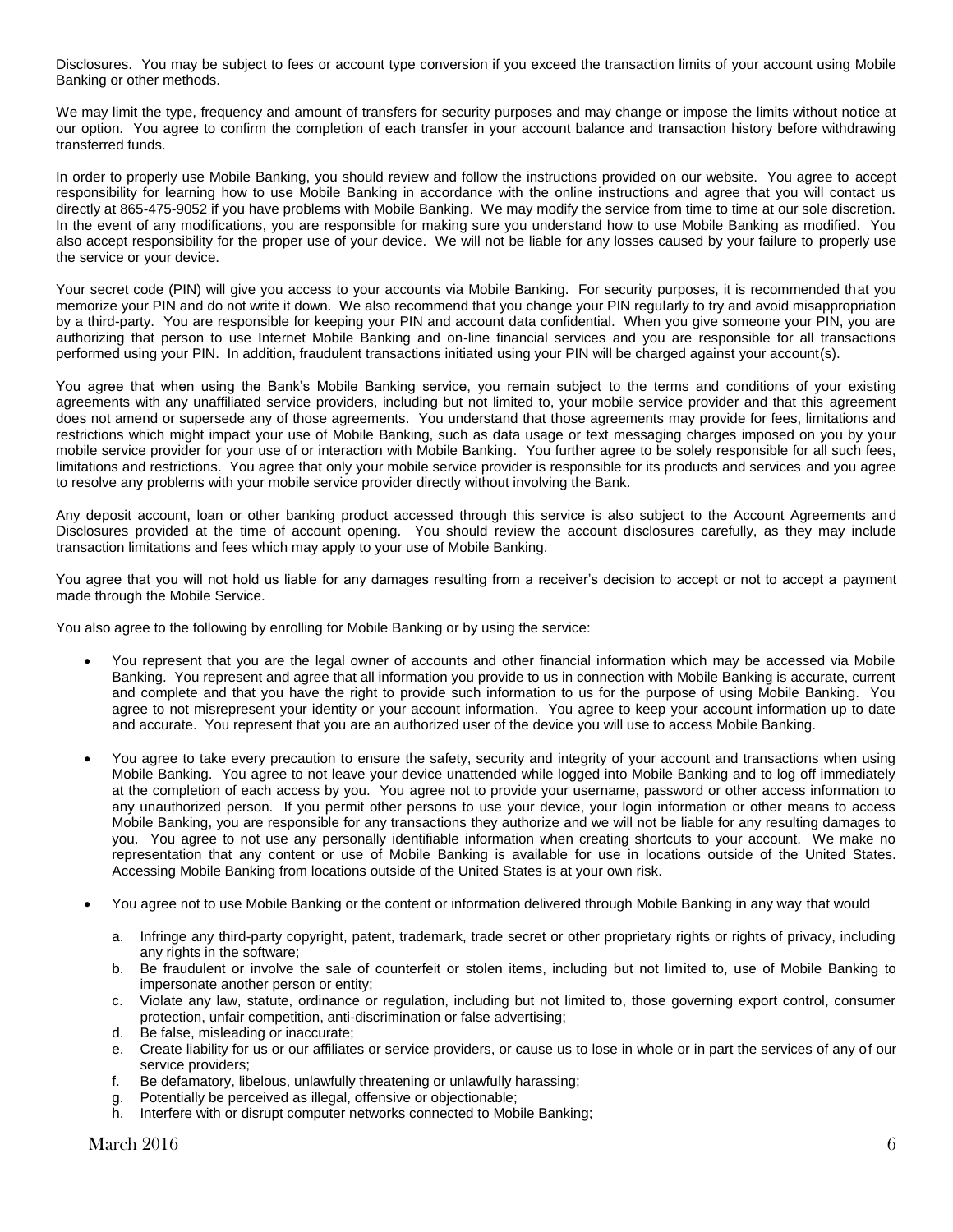Disclosures. You may be subject to fees or account type conversion if you exceed the transaction limits of your account using Mobile Banking or other methods.

We may limit the type, frequency and amount of transfers for security purposes and may change or impose the limits without notice at our option. You agree to confirm the completion of each transfer in your account balance and transaction history before withdrawing transferred funds.

In order to properly use Mobile Banking, you should review and follow the instructions provided on our website. You agree to accept responsibility for learning how to use Mobile Banking in accordance with the online instructions and agree that you will contact us directly at 865-475-9052 if you have problems with Mobile Banking. We may modify the service from time to time at our sole discretion. In the event of any modifications, you are responsible for making sure you understand how to use Mobile Banking as modified. You also accept responsibility for the proper use of your device. We will not be liable for any losses caused by your failure to properly use the service or your device.

Your secret code (PIN) will give you access to your accounts via Mobile Banking. For security purposes, it is recommended that you memorize your PIN and do not write it down. We also recommend that you change your PIN regularly to try and avoid misappropriation by a third-party. You are responsible for keeping your PIN and account data confidential. When you give someone your PIN, you are authorizing that person to use Internet Mobile Banking and on-line financial services and you are responsible for all transactions performed using your PIN. In addition, fraudulent transactions initiated using your PIN will be charged against your account(s).

You agree that when using the Bank's Mobile Banking service, you remain subject to the terms and conditions of your existing agreements with any unaffiliated service providers, including but not limited to, your mobile service provider and that this agreement does not amend or supersede any of those agreements. You understand that those agreements may provide for fees, limitations and restrictions which might impact your use of Mobile Banking, such as data usage or text messaging charges imposed on you by your mobile service provider for your use of or interaction with Mobile Banking. You further agree to be solely responsible for all such fees, limitations and restrictions. You agree that only your mobile service provider is responsible for its products and services and you agree to resolve any problems with your mobile service provider directly without involving the Bank.

Any deposit account, loan or other banking product accessed through this service is also subject to the Account Agreements and Disclosures provided at the time of account opening. You should review the account disclosures carefully, as they may include transaction limitations and fees which may apply to your use of Mobile Banking.

You agree that you will not hold us liable for any damages resulting from a receiver's decision to accept or not to accept a payment made through the Mobile Service.

You also agree to the following by enrolling for Mobile Banking or by using the service:

- You represent that you are the legal owner of accounts and other financial information which may be accessed via Mobile Banking. You represent and agree that all information you provide to us in connection with Mobile Banking is accurate, current and complete and that you have the right to provide such information to us for the purpose of using Mobile Banking. You agree to not misrepresent your identity or your account information. You agree to keep your account information up to date and accurate. You represent that you are an authorized user of the device you will use to access Mobile Banking.

- You agree to take every precaution to ensure the safety, security and integrity of your account and transactions when using Mobile Banking. You agree to not leave your device unattended while logged into Mobile Banking and to log off immediately at the completion of each access by you. You agree not to provide your username, password or other access information to any unauthorized person. If you permit other persons to use your device, your login information or other means to access Mobile Banking, you are responsible for any transactions they authorize and we will not be liable for any resulting damages to you. You agree to not use any personally identifiable information when creating shortcuts to your account. We make no representation that any content or use of Mobile Banking is available for use in locations outside of the United States. Accessing Mobile Banking from locations outside of the United States is at your own risk.

- You agree not to use Mobile Banking or the content or information delivered through Mobile Banking in any way that would

  a. Infringe any third-party copyright, patent, trademark, trade secret or other proprietary rights or rights of privacy, including any rights in the software;
  b. Be fraudulent or involve the sale of counterfeit or stolen items, including but not limited to, use of Mobile Banking to impersonate another person or entity;
  c. Violate any law, statute, ordinance or regulation, including but not limited to, those governing export control, consumer protection, unfair competition, anti-discrimination or false advertising;
  d. Be false, misleading or inaccurate;
  e. Create liability for us or our affiliates or service providers, or cause us to lose in whole or in part the services of any of our service providers;
  f. Be defamatory, libelous, unlawfully threatening or unlawfully harassing;
  g. Potentially be perceived as illegal, offensive or objectionable;
  h. Interfere with or disrupt computer networks connected to Mobile Banking;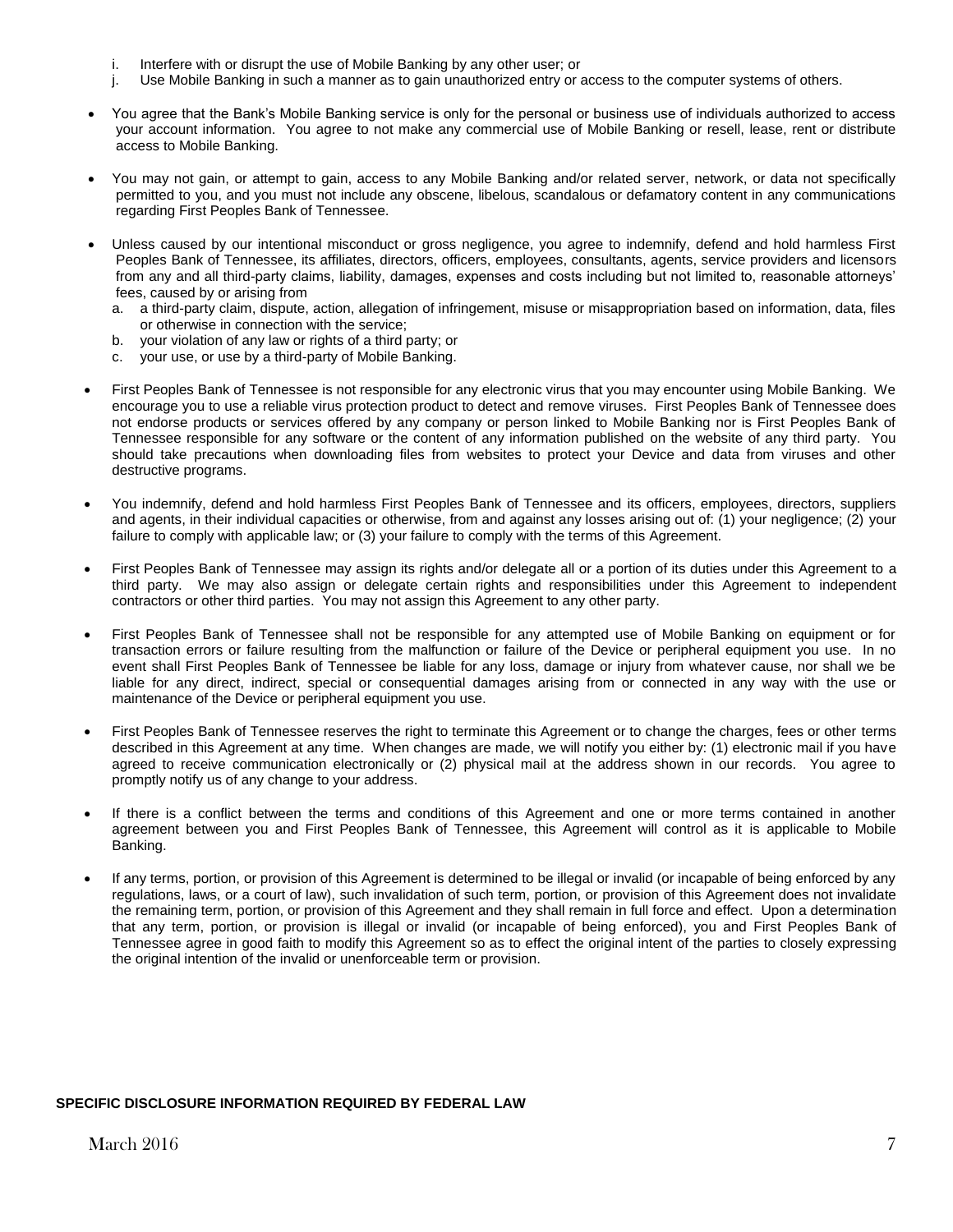i. Interfere with or disrupt the use of Mobile Banking by any other user; or
j. Use Mobile Banking in such a manner as to gain unauthorized entry or access to the computer systems of others.

- You agree that the Bank's Mobile Banking service is only for the personal or business use of individuals authorized to access your account information. You agree to not make any commercial use of Mobile Banking or resell, lease, rent or distribute access to Mobile Banking.

- You may not gain, or attempt to gain, access to any Mobile Banking and/or related server, network, or data not specifically permitted to you, and you must not include any obscene, libelous, scandalous or defamatory content in any communications regarding First Peoples Bank of Tennessee.

- Unless caused by our intentional misconduct or gross negligence, you agree to indemnify, defend and hold harmless First Peoples Bank of Tennessee, its affiliates, directors, officers, employees, consultants, agents, service providers and licensors from any and all third-party claims, liability, damages, expenses and costs including but not limited to, reasonable attorneys' fees, caused by or arising from
  a. a third-party claim, dispute, action, allegation of infringement, misuse or misappropriation based on information, data, files or otherwise in connection with the service;
  b. your violation of any law or rights of a third party; or
  c. your use, or use by a third-party of Mobile Banking.

- First Peoples Bank of Tennessee is not responsible for any electronic virus that you may encounter using Mobile Banking. We encourage you to use a reliable virus protection product to detect and remove viruses. First Peoples Bank of Tennessee does not endorse products or services offered by any company or person linked to Mobile Banking nor is First Peoples Bank of Tennessee responsible for any software or the content of any information published on the website of any third party. You should take precautions when downloading files from websites to protect your Device and data from viruses and other destructive programs.

- You indemnify, defend and hold harmless First Peoples Bank of Tennessee and its officers, employees, directors, suppliers and agents, in their individual capacities or otherwise, from and against any losses arising out of: (1) your negligence; (2) your failure to comply with applicable law; or (3) your failure to comply with the terms of this Agreement.

- First Peoples Bank of Tennessee may assign its rights and/or delegate all or a portion of its duties under this Agreement to a third party. We may also assign or delegate certain rights and responsibilities under this Agreement to independent contractors or other third parties. You may not assign this Agreement to any other party.

- First Peoples Bank of Tennessee shall not be responsible for any attempted use of Mobile Banking on equipment or for transaction errors or failure resulting from the malfunction or failure of the Device or peripheral equipment you use. In no event shall First Peoples Bank of Tennessee be liable for any loss, damage or injury from whatever cause, nor shall we be liable for any direct, indirect, special or consequential damages arising from or connected in any way with the use or maintenance of the Device or peripheral equipment you use.

- First Peoples Bank of Tennessee reserves the right to terminate this Agreement or to change the charges, fees or other terms described in this Agreement at any time. When changes are made, we will notify you either by: (1) electronic mail if you have agreed to receive communication electronically or (2) physical mail at the address shown in our records. You agree to promptly notify us of any change to your address.

- If there is a conflict between the terms and conditions of this Agreement and one or more terms contained in another agreement between you and First Peoples Bank of Tennessee, this Agreement will control as it is applicable to Mobile Banking.

- If any terms, portion, or provision of this Agreement is determined to be illegal or invalid (or incapable of being enforced by any regulations, laws, or a court of law), such invalidation of such term, portion, or provision of this Agreement does not invalidate the remaining term, portion, or provision of this Agreement and they shall remain in full force and effect. Upon a determination that any term, portion, or provision is illegal or invalid (or incapable of being enforced), you and First Peoples Bank of Tennessee agree in good faith to modify this Agreement so as to effect the original intent of the parties to closely expressing the original intention of the invalid or unenforceable term or provision.

**SPECIFIC DISCLOSURE INFORMATION REQUIRED BY FEDERAL LAW**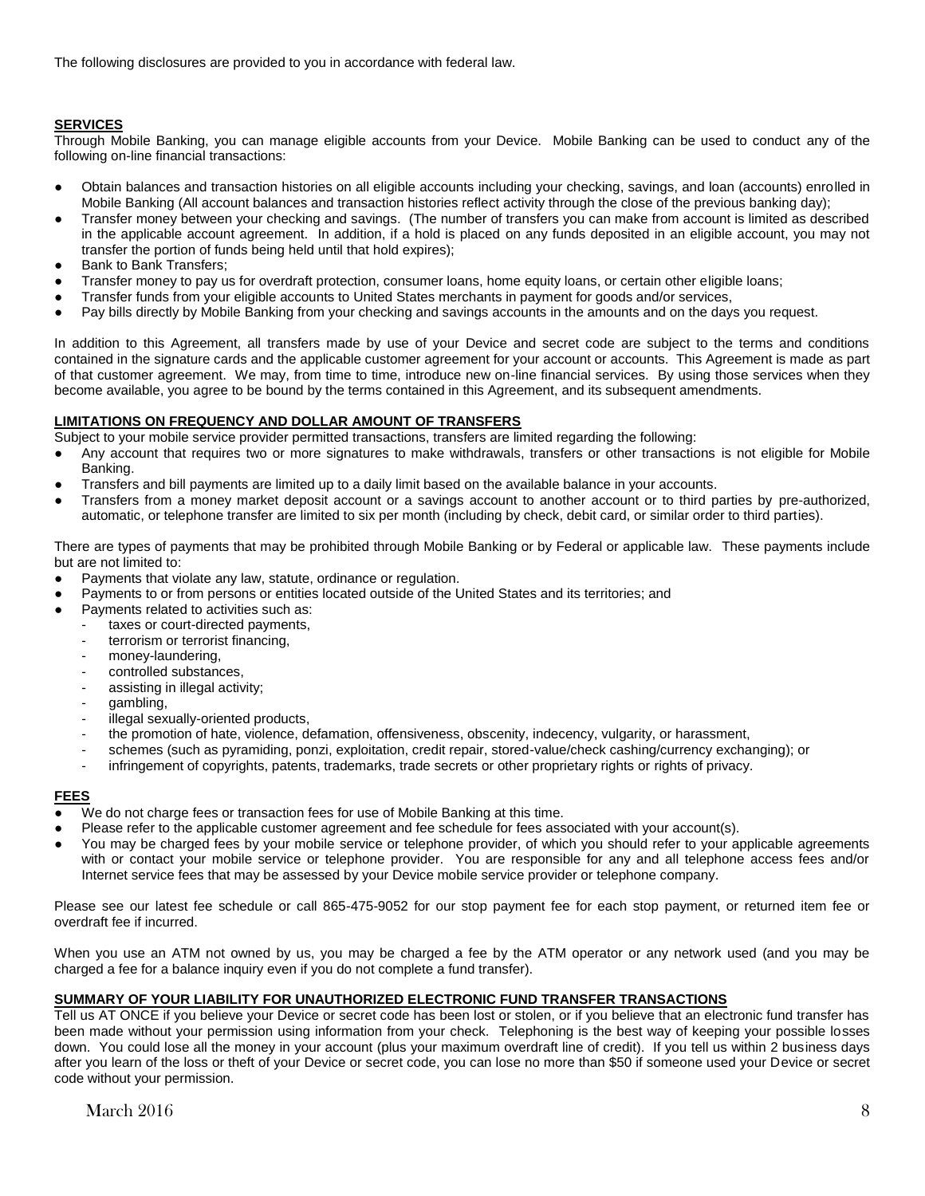The following disclosures are provided to you in accordance with federal law.

## SERVICES

Through Mobile Banking, you can manage eligible accounts from your Device. Mobile Banking can be used to conduct any of the following on-line financial transactions:

- Obtain balances and transaction histories on all eligible accounts including your checking, savings, and loan (accounts) enrolled in Mobile Banking (All account balances and transaction histories reflect activity through the close of the previous banking day);
- Transfer money between your checking and savings. (The number of transfers you can make from account is limited as described in the applicable account agreement. In addition, if a hold is placed on any funds deposited in an eligible account, you may not transfer the portion of funds being held until that hold expires);
- Bank to Bank Transfers;
- Transfer money to pay us for overdraft protection, consumer loans, home equity loans, or certain other eligible loans;
- Transfer funds from your eligible accounts to United States merchants in payment for goods and/or services,
- Pay bills directly by Mobile Banking from your checking and savings accounts in the amounts and on the days you request.

In addition to this Agreement, all transfers made by use of your Device and secret code are subject to the terms and conditions contained in the signature cards and the applicable customer agreement for your account or accounts. This Agreement is made as part of that customer agreement. We may, from time to time, introduce new on-line financial services. By using those services when they become available, you agree to be bound by the terms contained in this Agreement, and its subsequent amendments.

## LIMITATIONS ON FREQUENCY AND DOLLAR AMOUNT OF TRANSFERS

Subject to your mobile service provider permitted transactions, transfers are limited regarding the following:

- Any account that requires two or more signatures to make withdrawals, transfers or other transactions is not eligible for Mobile Banking.
- Transfers and bill payments are limited up to a daily limit based on the available balance in your accounts.
- Transfers from a money market deposit account or a savings account to another account or to third parties by pre-authorized, automatic, or telephone transfer are limited to six per month (including by check, debit card, or similar order to third parties).

There are types of payments that may be prohibited through Mobile Banking or by Federal or applicable law. These payments include but are not limited to:

- Payments that violate any law, statute, ordinance or regulation.
- Payments to or from persons or entities located outside of the United States and its territories; and
- Payments related to activities such as:
  - taxes or court-directed payments,
  - terrorism or terrorist financing,
  - money-laundering,
  - controlled substances,
  - assisting in illegal activity;
  - gambling,
  - illegal sexually-oriented products,
  - the promotion of hate, violence, defamation, offensiveness, obscenity, indecency, vulgarity, or harassment,
  - schemes (such as pyramiding, ponzi, exploitation, credit repair, stored-value/check cashing/currency exchanging); or
  - infringement of copyrights, patents, trademarks, trade secrets or other proprietary rights or rights of privacy.

## FEES

- We do not charge fees or transaction fees for use of Mobile Banking at this time.
- Please refer to the applicable customer agreement and fee schedule for fees associated with your account(s).
- You may be charged fees by your mobile service or telephone provider, of which you should refer to your applicable agreements with or contact your mobile service or telephone provider. You are responsible for any and all telephone access fees and/or Internet service fees that may be assessed by your Device mobile service provider or telephone company.

Please see our latest fee schedule or call 865-475-9052 for our stop payment fee for each stop payment, or returned item fee or overdraft fee if incurred.

When you use an ATM not owned by us, you may be charged a fee by the ATM operator or any network used (and you may be charged a fee for a balance inquiry even if you do not complete a fund transfer).

## SUMMARY OF YOUR LIABILITY FOR UNAUTHORIZED ELECTRONIC FUND TRANSFER TRANSACTIONS

Tell us AT ONCE if you believe your Device or secret code has been lost or stolen, or if you believe that an electronic fund transfer has been made without your permission using information from your check. Telephoning is the best way of keeping your possible losses down. You could lose all the money in your account (plus your maximum overdraft line of credit). If you tell us within 2 business days after you learn of the loss or theft of your Device or secret code, you can lose no more than $50 if someone used your Device or secret code without your permission.

March 2016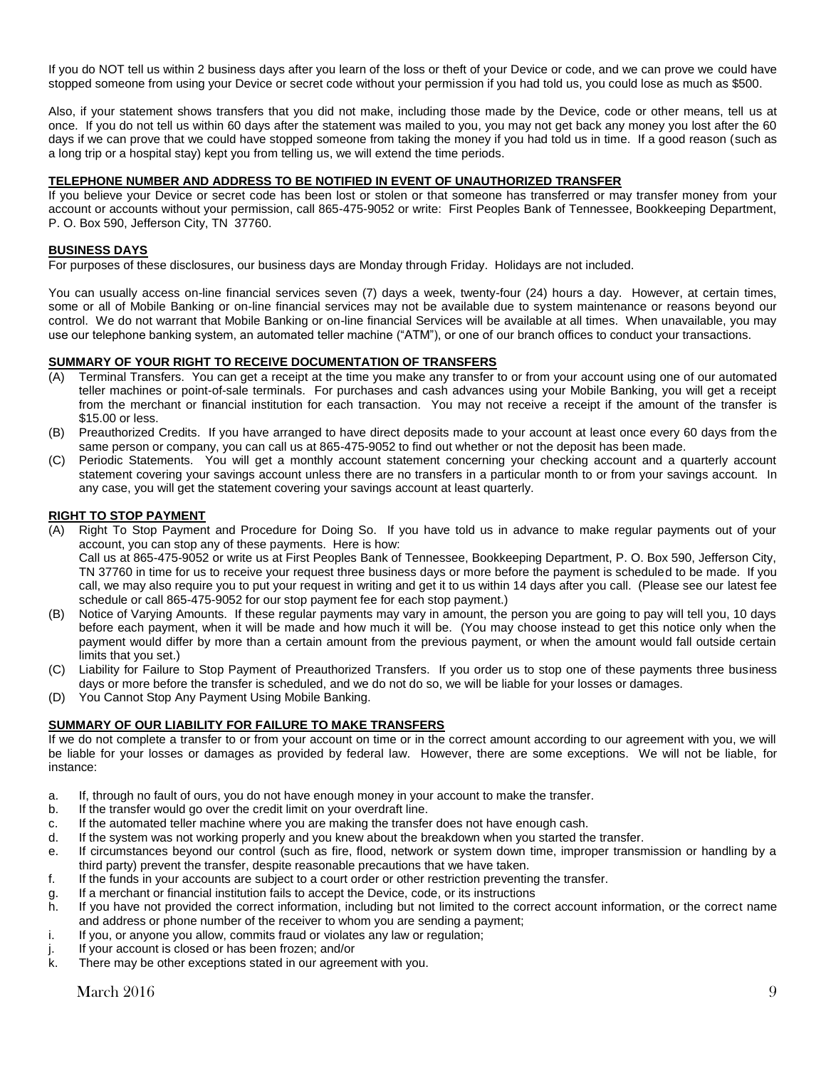If you do NOT tell us within 2 business days after you learn of the loss or theft of your Device or code, and we can prove we could have stopped someone from using your Device or secret code without your permission if you had told us, you could lose as much as $500.

Also, if your statement shows transfers that you did not make, including those made by the Device, code or other means, tell us at once. If you do not tell us within 60 days after the statement was mailed to you, you may not get back any money you lost after the 60 days if we can prove that we could have stopped someone from taking the money if you had told us in time. If a good reason (such as a long trip or a hospital stay) kept you from telling us, we will extend the time periods.

**TELEPHONE NUMBER AND ADDRESS TO BE NOTIFIED IN EVENT OF UNAUTHORIZED TRANSFER**

If you believe your Device or secret code has been lost or stolen or that someone has transferred or may transfer money from your account or accounts without your permission, call 865-475-9052 or write: First Peoples Bank of Tennessee, Bookkeeping Department, P. O. Box 590, Jefferson City, TN 37760.

**BUSINESS DAYS**

For purposes of these disclosures, our business days are Monday through Friday. Holidays are not included.

You can usually access on-line financial services seven (7) days a week, twenty-four (24) hours a day. However, at certain times, some or all of Mobile Banking or on-line financial services may not be available due to system maintenance or reasons beyond our control. We do not warrant that Mobile Banking or on-line financial Services will be available at all times. When unavailable, you may use our telephone banking system, an automated teller machine ("ATM"), or one of our branch offices to conduct your transactions.

**SUMMARY OF YOUR RIGHT TO RECEIVE DOCUMENTATION OF TRANSFERS**

(A) Terminal Transfers. You can get a receipt at the time you make any transfer to or from your account using one of our automated teller machines or point-of-sale terminals. For purchases and cash advances using your Mobile Banking, you will get a receipt from the merchant or financial institution for each transaction. You may not receive a receipt if the amount of the transfer is $15.00 or less.

(B) Preauthorized Credits. If you have arranged to have direct deposits made to your account at least once every 60 days from the same person or company, you can call us at 865-475-9052 to find out whether or not the deposit has been made.

(C) Periodic Statements. You will get a monthly account statement concerning your checking account and a quarterly account statement covering your savings account unless there are no transfers in a particular month to or from your savings account. In any case, you will get the statement covering your savings account at least quarterly.

**RIGHT TO STOP PAYMENT**

(A) Right To Stop Payment and Procedure for Doing So. If you have told us in advance to make regular payments out of your account, you can stop any of these payments. Here is how:
Call us at 865-475-9052 or write us at First Peoples Bank of Tennessee, Bookkeeping Department, P. O. Box 590, Jefferson City, TN 37760 in time for us to receive your request three business days or more before the payment is scheduled to be made. If you call, we may also require you to put your request in writing and get it to us within 14 days after you call. (Please see our latest fee schedule or call 865-475-9052 for our stop payment fee for each stop payment.)

(B) Notice of Varying Amounts. If these regular payments may vary in amount, the person you are going to pay will tell you, 10 days before each payment, when it will be made and how much it will be. (You may choose instead to get this notice only when the payment would differ by more than a certain amount from the previous payment, or when the amount would fall outside certain limits that you set.)

(C) Liability for Failure to Stop Payment of Preauthorized Transfers. If you order us to stop one of these payments three business days or more before the transfer is scheduled, and we do not do so, we will be liable for your losses or damages.

(D) You Cannot Stop Any Payment Using Mobile Banking.

**SUMMARY OF OUR LIABILITY FOR FAILURE TO MAKE TRANSFERS**

If we do not complete a transfer to or from your account on time or in the correct amount according to our agreement with you, we will be liable for your losses or damages as provided by federal law. However, there are some exceptions. We will not be liable, for instance:

a. If, through no fault of ours, you do not have enough money in your account to make the transfer.
b. If the transfer would go over the credit limit on your overdraft line.
c. If the automated teller machine where you are making the transfer does not have enough cash.
d. If the system was not working properly and you knew about the breakdown when you started the transfer.
e. If circumstances beyond our control (such as fire, flood, network or system down time, improper transmission or handling by a third party) prevent the transfer, despite reasonable precautions that we have taken.
f. If the funds in your accounts are subject to a court order or other restriction preventing the transfer.
g. If a merchant or financial institution fails to accept the Device, code, or its instructions
h. If you have not provided the correct information, including but not limited to the correct account information, or the correct name and address or phone number of the receiver to whom you are sending a payment;
i. If you, or anyone you allow, commits fraud or violates any law or regulation;
j. If your account is closed or has been frozen; and/or
k. There may be other exceptions stated in our agreement with you.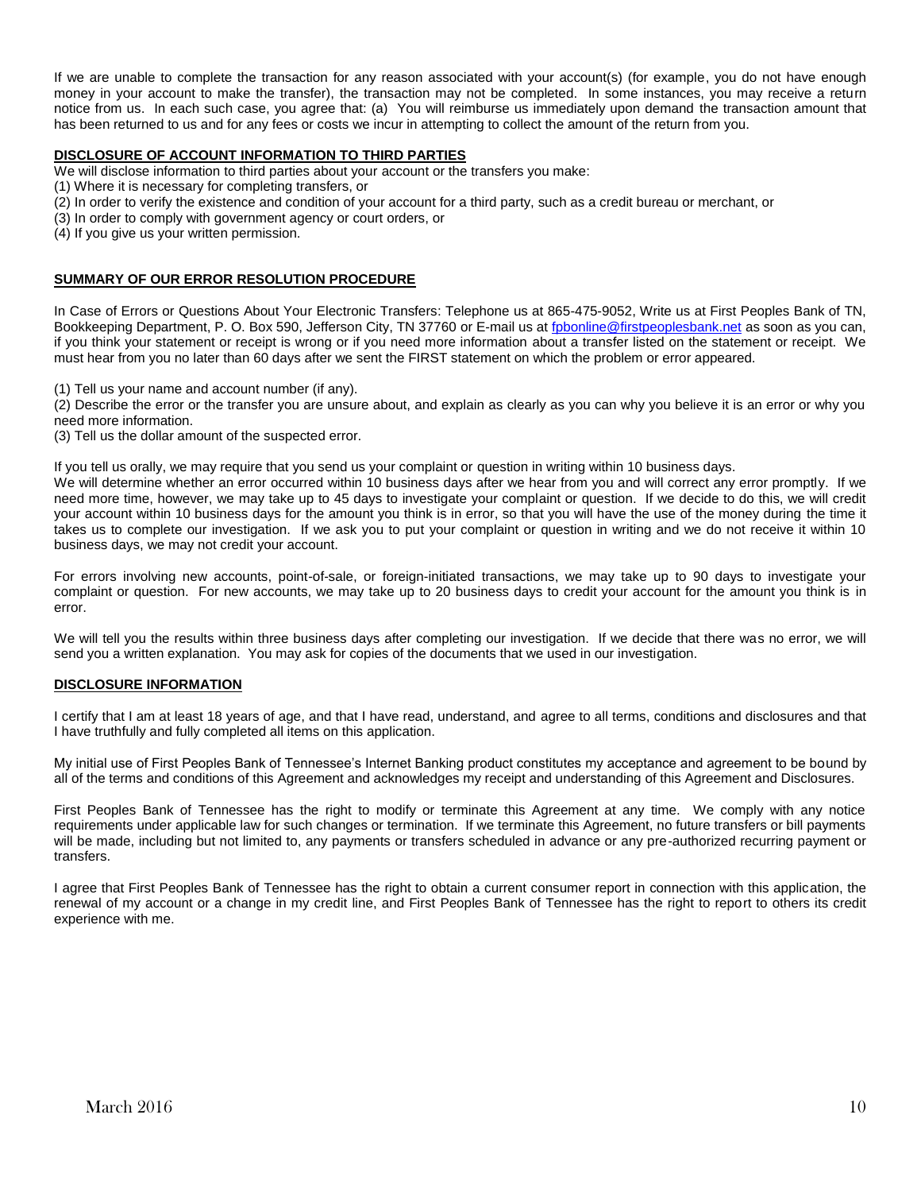If we are unable to complete the transaction for any reason associated with your account(s) (for example, you do not have enough money in your account to make the transfer), the transaction may not be completed. In some instances, you may receive a return notice from us. In each such case, you agree that: (a) You will reimburse us immediately upon demand the transaction amount that has been returned to us and for any fees or costs we incur in attempting to collect the amount of the return from you.

## DISCLOSURE OF ACCOUNT INFORMATION TO THIRD PARTIES

We will disclose information to third parties about your account or the transfers you make:

(1) Where it is necessary for completing transfers, or

(2) In order to verify the existence and condition of your account for a third party, such as a credit bureau or merchant, or

(3) In order to comply with government agency or court orders, or

(4) If you give us your written permission.

## SUMMARY OF OUR ERROR RESOLUTION PROCEDURE

In Case of Errors or Questions About Your Electronic Transfers: Telephone us at 865-475-9052, Write us at First Peoples Bank of TN, Bookkeeping Department, P. O. Box 590, Jefferson City, TN 37760 or E-mail us at fpbonline@firstpeoplesbank.net as soon as you can, if you think your statement or receipt is wrong or if you need more information about a transfer listed on the statement or receipt. We must hear from you no later than 60 days after we sent the FIRST statement on which the problem or error appeared.

(1) Tell us your name and account number (if any).

(2) Describe the error or the transfer you are unsure about, and explain as clearly as you can why you believe it is an error or why you need more information.

(3) Tell us the dollar amount of the suspected error.

If you tell us orally, we may require that you send us your complaint or question in writing within 10 business days.

We will determine whether an error occurred within 10 business days after we hear from you and will correct any error promptly. If we need more time, however, we may take up to 45 days to investigate your complaint or question. If we decide to do this, we will credit your account within 10 business days for the amount you think is in error, so that you will have the use of the money during the time it takes us to complete our investigation. If we ask you to put your complaint or question in writing and we do not receive it within 10 business days, we may not credit your account.

For errors involving new accounts, point-of-sale, or foreign-initiated transactions, we may take up to 90 days to investigate your complaint or question. For new accounts, we may take up to 20 business days to credit your account for the amount you think is in error.

We will tell you the results within three business days after completing our investigation. If we decide that there was no error, we will send you a written explanation. You may ask for copies of the documents that we used in our investigation.

## DISCLOSURE INFORMATION

I certify that I am at least 18 years of age, and that I have read, understand, and agree to all terms, conditions and disclosures and that I have truthfully and fully completed all items on this application.

My initial use of First Peoples Bank of Tennessee's Internet Banking product constitutes my acceptance and agreement to be bound by all of the terms and conditions of this Agreement and acknowledges my receipt and understanding of this Agreement and Disclosures.

First Peoples Bank of Tennessee has the right to modify or terminate this Agreement at any time. We comply with any notice requirements under applicable law for such changes or termination. If we terminate this Agreement, no future transfers or bill payments will be made, including but not limited to, any payments or transfers scheduled in advance or any pre-authorized recurring payment or transfers.

I agree that First Peoples Bank of Tennessee has the right to obtain a current consumer report in connection with this application, the renewal of my account or a change in my credit line, and First Peoples Bank of Tennessee has the right to report to others its credit experience with me.